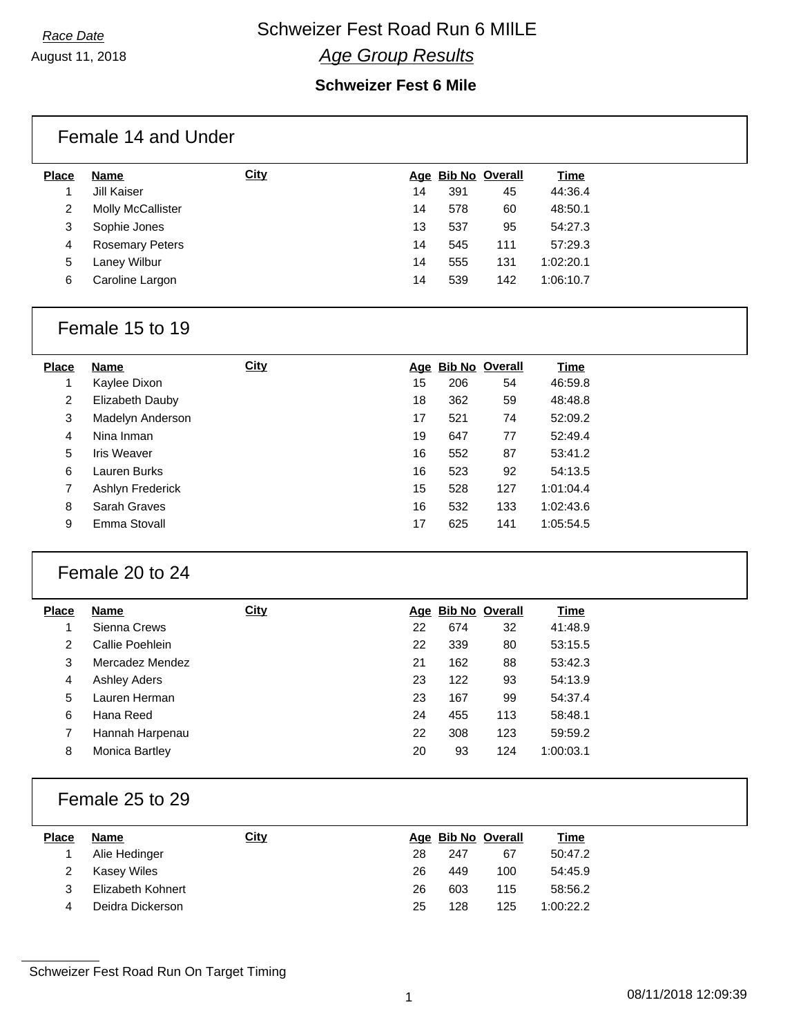*Race Date*

August 11, 2018

# Schweizer Fest Road Run 6 MIILE

## *Age Group Results*

### Schweizer Fest 6 Mile

## Female 14 and Under

| Place | Name | City | Age | Bib No | Overall | Time |
|---|---|---|---|---|---|---|
| 1 | Jill Kaiser | | 14 | 391 | 45 | 44:36.4 |
| 2 | Molly McCallister | | 14 | 578 | 60 | 48:50.1 |
| 3 | Sophie Jones | | 13 | 537 | 95 | 54:27.3 |
| 4 | Rosemary Peters | | 14 | 545 | 111 | 57:29.3 |
| 5 | Laney Wilbur | | 14 | 555 | 131 | 1:02:20.1 |
| 6 | Caroline Largon | | 14 | 539 | 142 | 1:06:10.7 |

## Female 15 to 19

| Place | Name | City | Age | Bib No | Overall | Time |
|---|---|---|---|---|---|---|
| 1 | Kaylee Dixon | | 15 | 206 | 54 | 46:59.8 |
| 2 | Elizabeth Dauby | | 18 | 362 | 59 | 48:48.8 |
| 3 | Madelyn Anderson | | 17 | 521 | 74 | 52:09.2 |
| 4 | Nina Inman | | 19 | 647 | 77 | 52:49.4 |
| 5 | Iris Weaver | | 16 | 552 | 87 | 53:41.2 |
| 6 | Lauren Burks | | 16 | 523 | 92 | 54:13.5 |
| 7 | Ashlyn Frederick | | 15 | 528 | 127 | 1:01:04.4 |
| 8 | Sarah Graves | | 16 | 532 | 133 | 1:02:43.6 |
| 9 | Emma Stovall | | 17 | 625 | 141 | 1:05:54.5 |

## Female 20 to 24

| Place | Name | City | Age | Bib No | Overall | Time |
|---|---|---|---|---|---|---|
| 1 | Sienna Crews | | 22 | 674 | 32 | 41:48.9 |
| 2 | Callie Poehlein | | 22 | 339 | 80 | 53:15.5 |
| 3 | Mercadez Mendez | | 21 | 162 | 88 | 53:42.3 |
| 4 | Ashley Aders | | 23 | 122 | 93 | 54:13.9 |
| 5 | Lauren Herman | | 23 | 167 | 99 | 54:37.4 |
| 6 | Hana Reed | | 24 | 455 | 113 | 58:48.1 |
| 7 | Hannah Harpenau | | 22 | 308 | 123 | 59:59.2 |
| 8 | Monica Bartley | | 20 | 93 | 124 | 1:00:03.1 |

## Female 25 to 29

| Place | Name | City | Age | Bib No | Overall | Time |
|---|---|---|---|---|---|---|
| 1 | Alie Hedinger | | 28 | 247 | 67 | 50:47.2 |
| 2 | Kasey Wiles | | 26 | 449 | 100 | 54:45.9 |
| 3 | Elizabeth Kohnert | | 26 | 603 | 115 | 58:56.2 |
| 4 | Deidra Dickerson | | 25 | 128 | 125 | 1:00:22.2 |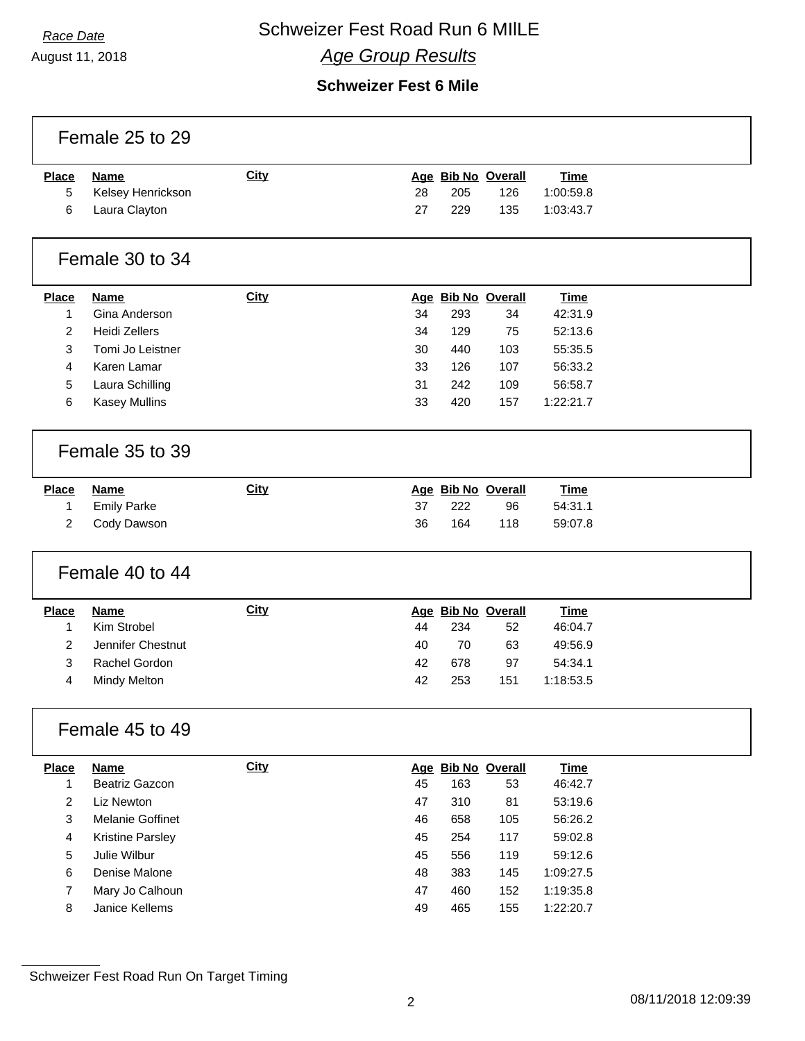*Race Date*
August 11, 2018

# Schweizer Fest Road Run 6 MIILE

## *Age Group Results*

### Schweizer Fest 6 Mile

#### Female 25 to 29

| Place | Name | City | Age | Bib No | Overall | Time |
|---|---|---|---|---|---|---|
| 5 | Kelsey Henrickson | | 28 | 205 | 126 | 1:00:59.8 |
| 6 | Laura Clayton | | 27 | 229 | 135 | 1:03:43.7 |

#### Female 30 to 34

| Place | Name | City | Age | Bib No | Overall | Time |
|---|---|---|---|---|---|---|
| 1 | Gina Anderson | | 34 | 293 | 34 | 42:31.9 |
| 2 | Heidi Zellers | | 34 | 129 | 75 | 52:13.6 |
| 3 | Tomi Jo Leistner | | 30 | 440 | 103 | 55:35.5 |
| 4 | Karen Lamar | | 33 | 126 | 107 | 56:33.2 |
| 5 | Laura Schilling | | 31 | 242 | 109 | 56:58.7 |
| 6 | Kasey Mullins | | 33 | 420 | 157 | 1:22:21.7 |

#### Female 35 to 39

| Place | Name | City | Age | Bib No | Overall | Time |
|---|---|---|---|---|---|---|
| 1 | Emily Parke | | 37 | 222 | 96 | 54:31.1 |
| 2 | Cody Dawson | | 36 | 164 | 118 | 59:07.8 |

#### Female 40 to 44

| Place | Name | City | Age | Bib No | Overall | Time |
|---|---|---|---|---|---|---|
| 1 | Kim Strobel | | 44 | 234 | 52 | 46:04.7 |
| 2 | Jennifer Chestnut | | 40 | 70 | 63 | 49:56.9 |
| 3 | Rachel Gordon | | 42 | 678 | 97 | 54:34.1 |
| 4 | Mindy Melton | | 42 | 253 | 151 | 1:18:53.5 |

#### Female 45 to 49

| Place | Name | City | Age | Bib No | Overall | Time |
|---|---|---|---|---|---|---|
| 1 | Beatriz Gazcon | | 45 | 163 | 53 | 46:42.7 |
| 2 | Liz Newton | | 47 | 310 | 81 | 53:19.6 |
| 3 | Melanie Goffinet | | 46 | 658 | 105 | 56:26.2 |
| 4 | Kristine Parsley | | 45 | 254 | 117 | 59:02.8 |
| 5 | Julie Wilbur | | 45 | 556 | 119 | 59:12.6 |
| 6 | Denise Malone | | 48 | 383 | 145 | 1:09:27.5 |
| 7 | Mary Jo Calhoun | | 47 | 460 | 152 | 1:19:35.8 |
| 8 | Janice Kellems | | 49 | 465 | 155 | 1:22:20.7 |

Schweizer Fest Road Run On Target Timing

08/11/2018 12:09:39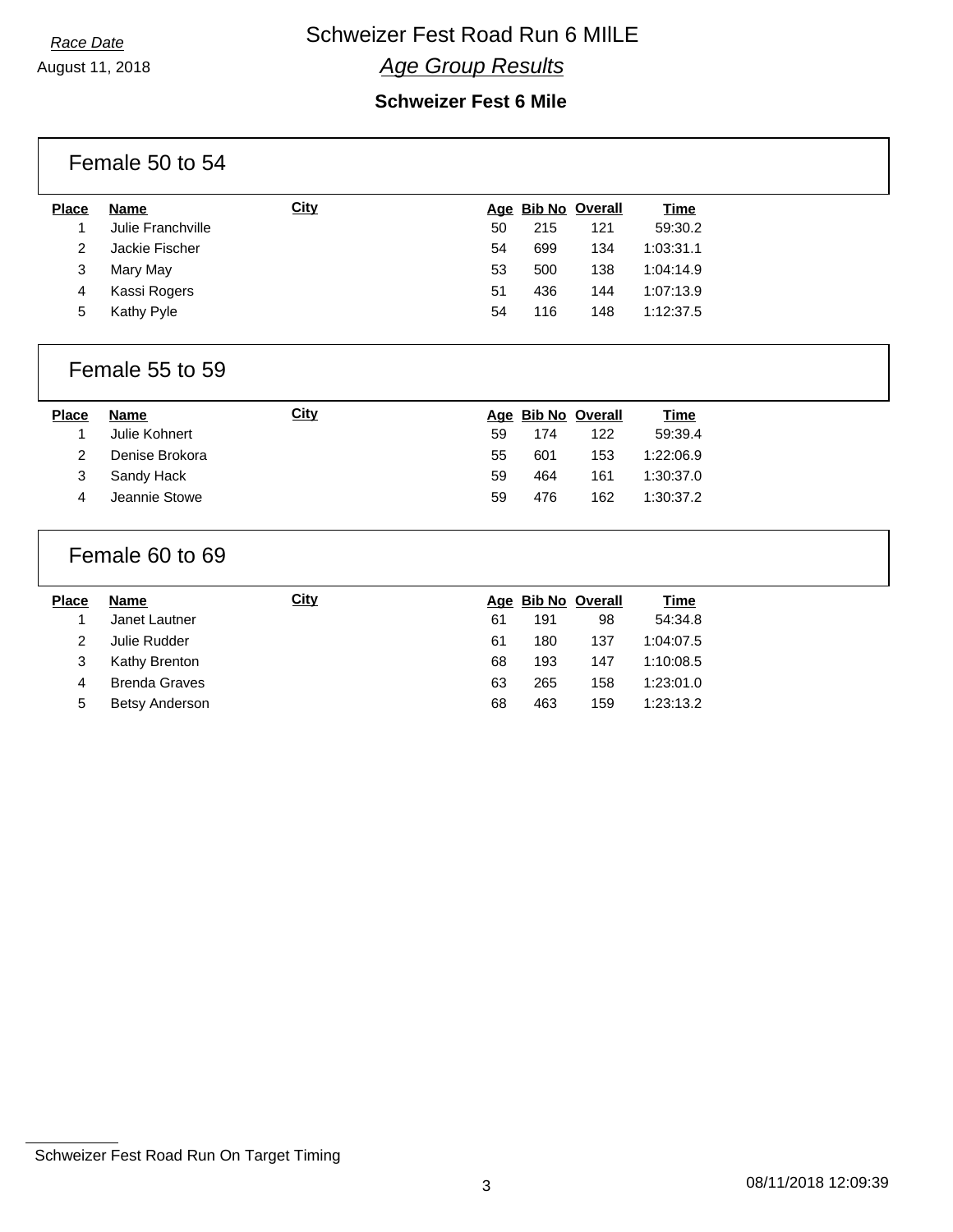*Race Date*

August 11, 2018

# Schweizer Fest Road Run 6 MIILE

## *Age Group Results*

### Schweizer Fest 6 Mile

## Female 50 to 54

| Place | Name | City | Age | Bib No | Overall | Time |
|---|---|---|---|---|---|---|
| 1 | Julie Franchville | | 50 | 215 | 121 | 59:30.2 |
| 2 | Jackie Fischer | | 54 | 699 | 134 | 1:03:31.1 |
| 3 | Mary May | | 53 | 500 | 138 | 1:04:14.9 |
| 4 | Kassi Rogers | | 51 | 436 | 144 | 1:07:13.9 |
| 5 | Kathy Pyle | | 54 | 116 | 148 | 1:12:37.5 |

## Female 55 to 59

| Place | Name | City | Age | Bib No | Overall | Time |
|---|---|---|---|---|---|---|
| 1 | Julie Kohnert | | 59 | 174 | 122 | 59:39.4 |
| 2 | Denise Brokora | | 55 | 601 | 153 | 1:22:06.9 |
| 3 | Sandy Hack | | 59 | 464 | 161 | 1:30:37.0 |
| 4 | Jeannie Stowe | | 59 | 476 | 162 | 1:30:37.2 |

## Female 60 to 69

| Place | Name | City | Age | Bib No | Overall | Time |
|---|---|---|---|---|---|---|
| 1 | Janet Lautner | | 61 | 191 | 98 | 54:34.8 |
| 2 | Julie Rudder | | 61 | 180 | 137 | 1:04:07.5 |
| 3 | Kathy Brenton | | 68 | 193 | 147 | 1:10:08.5 |
| 4 | Brenda Graves | | 63 | 265 | 158 | 1:23:01.0 |
| 5 | Betsy Anderson | | 68 | 463 | 159 | 1:23:13.2 |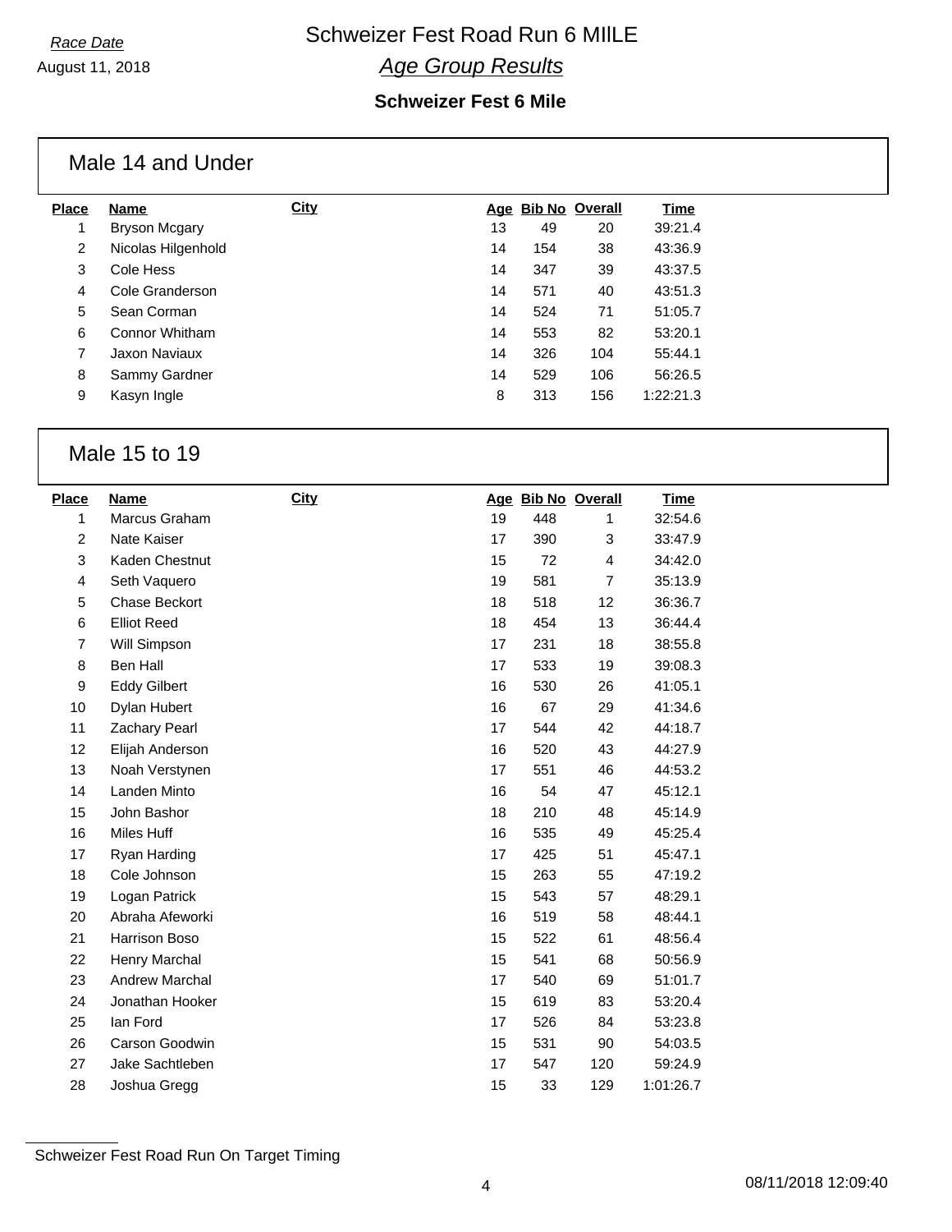Race Date

August 11, 2018

# Schweizer Fest Road Run 6 MIILE

*Age Group Results*

**Schweizer Fest 6 Mile**

## Male 14 and Under

| Place | Name | City | Age | Bib No | Overall | Time |
|---|---|---|---|---|---|---|
| 1 | Bryson Mcgary | | 13 | 49 | 20 | 39:21.4 |
| 2 | Nicolas Hilgenhold | | 14 | 154 | 38 | 43:36.9 |
| 3 | Cole Hess | | 14 | 347 | 39 | 43:37.5 |
| 4 | Cole Granderson | | 14 | 571 | 40 | 43:51.3 |
| 5 | Sean Corman | | 14 | 524 | 71 | 51:05.7 |
| 6 | Connor Whitham | | 14 | 553 | 82 | 53:20.1 |
| 7 | Jaxon Naviaux | | 14 | 326 | 104 | 55:44.1 |
| 8 | Sammy Gardner | | 14 | 529 | 106 | 56:26.5 |
| 9 | Kasyn Ingle | | 8 | 313 | 156 | 1:22:21.3 |

## Male 15 to 19

| Place | Name | City | Age | Bib No | Overall | Time |
|---|---|---|---|---|---|---|
| 1 | Marcus Graham | | 19 | 448 | 1 | 32:54.6 |
| 2 | Nate Kaiser | | 17 | 390 | 3 | 33:47.9 |
| 3 | Kaden Chestnut | | 15 | 72 | 4 | 34:42.0 |
| 4 | Seth Vaquero | | 19 | 581 | 7 | 35:13.9 |
| 5 | Chase Beckort | | 18 | 518 | 12 | 36:36.7 |
| 6 | Elliot Reed | | 18 | 454 | 13 | 36:44.4 |
| 7 | Will Simpson | | 17 | 231 | 18 | 38:55.8 |
| 8 | Ben Hall | | 17 | 533 | 19 | 39:08.3 |
| 9 | Eddy Gilbert | | 16 | 530 | 26 | 41:05.1 |
| 10 | Dylan Hubert | | 16 | 67 | 29 | 41:34.6 |
| 11 | Zachary Pearl | | 17 | 544 | 42 | 44:18.7 |
| 12 | Elijah Anderson | | 16 | 520 | 43 | 44:27.9 |
| 13 | Noah Verstynen | | 17 | 551 | 46 | 44:53.2 |
| 14 | Landen Minto | | 16 | 54 | 47 | 45:12.1 |
| 15 | John Bashor | | 18 | 210 | 48 | 45:14.9 |
| 16 | Miles Huff | | 16 | 535 | 49 | 45:25.4 |
| 17 | Ryan Harding | | 17 | 425 | 51 | 45:47.1 |
| 18 | Cole Johnson | | 15 | 263 | 55 | 47:19.2 |
| 19 | Logan Patrick | | 15 | 543 | 57 | 48:29.1 |
| 20 | Abraha Afeworki | | 16 | 519 | 58 | 48:44.1 |
| 21 | Harrison Boso | | 15 | 522 | 61 | 48:56.4 |
| 22 | Henry Marchal | | 15 | 541 | 68 | 50:56.9 |
| 23 | Andrew Marchal | | 17 | 540 | 69 | 51:01.7 |
| 24 | Jonathan Hooker | | 15 | 619 | 83 | 53:20.4 |
| 25 | Ian Ford | | 17 | 526 | 84 | 53:23.8 |
| 26 | Carson Goodwin | | 15 | 531 | 90 | 54:03.5 |
| 27 | Jake Sachtleben | | 17 | 547 | 120 | 59:24.9 |
| 28 | Joshua Gregg | | 15 | 33 | 129 | 1:01:26.7 |

Schweizer Fest Road Run On Target Timing

08/11/2018 12:09:40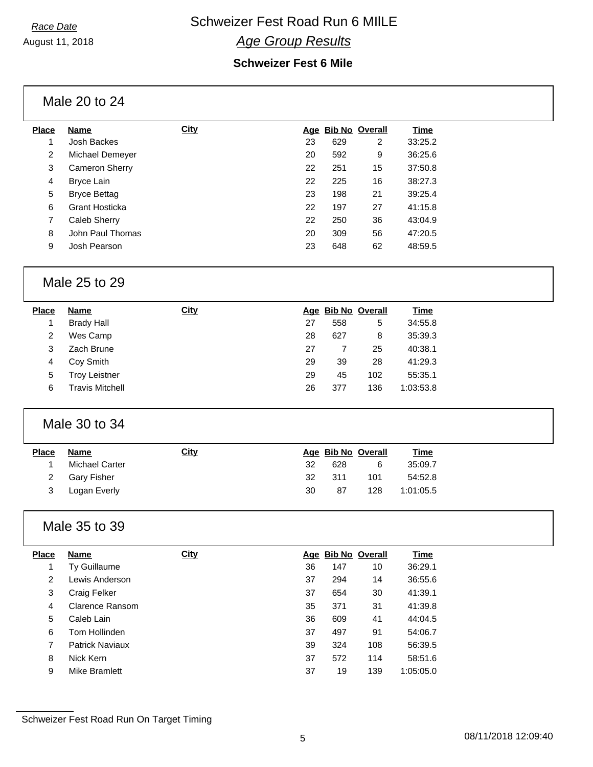*Race Date*
August 11, 2018

# Schweizer Fest Road Run 6 MIILE

## *Age Group Results*

### Schweizer Fest 6 Mile

## Male 20 to 24

| Place | Name | City | Age | Bib No | Overall | Time |
|---|---|---|---|---|---|---|
| 1 | Josh Backes | | 23 | 629 | 2 | 33:25.2 |
| 2 | Michael Demeyer | | 20 | 592 | 9 | 36:25.6 |
| 3 | Cameron Sherry | | 22 | 251 | 15 | 37:50.8 |
| 4 | Bryce Lain | | 22 | 225 | 16 | 38:27.3 |
| 5 | Bryce Bettag | | 23 | 198 | 21 | 39:25.4 |
| 6 | Grant Hosticka | | 22 | 197 | 27 | 41:15.8 |
| 7 | Caleb Sherry | | 22 | 250 | 36 | 43:04.9 |
| 8 | John Paul Thomas | | 20 | 309 | 56 | 47:20.5 |
| 9 | Josh Pearson | | 23 | 648 | 62 | 48:59.5 |

## Male 25 to 29

| Place | Name | City | Age | Bib No | Overall | Time |
|---|---|---|---|---|---|---|
| 1 | Brady Hall | | 27 | 558 | 5 | 34:55.8 |
| 2 | Wes Camp | | 28 | 627 | 8 | 35:39.3 |
| 3 | Zach Brune | | 27 | 7 | 25 | 40:38.1 |
| 4 | Coy Smith | | 29 | 39 | 28 | 41:29.3 |
| 5 | Troy Leistner | | 29 | 45 | 102 | 55:35.1 |
| 6 | Travis Mitchell | | 26 | 377 | 136 | 1:03:53.8 |

## Male 30 to 34

| Place | Name | City | Age | Bib No | Overall | Time |
|---|---|---|---|---|---|---|
| 1 | Michael Carter | | 32 | 628 | 6 | 35:09.7 |
| 2 | Gary Fisher | | 32 | 311 | 101 | 54:52.8 |
| 3 | Logan Everly | | 30 | 87 | 128 | 1:01:05.5 |

## Male 35 to 39

| Place | Name | City | Age | Bib No | Overall | Time |
|---|---|---|---|---|---|---|
| 1 | Ty Guillaume | | 36 | 147 | 10 | 36:29.1 |
| 2 | Lewis Anderson | | 37 | 294 | 14 | 36:55.6 |
| 3 | Craig Felker | | 37 | 654 | 30 | 41:39.1 |
| 4 | Clarence Ransom | | 35 | 371 | 31 | 41:39.8 |
| 5 | Caleb Lain | | 36 | 609 | 41 | 44:04.5 |
| 6 | Tom Hollinden | | 37 | 497 | 91 | 54:06.7 |
| 7 | Patrick Naviaux | | 39 | 324 | 108 | 56:39.5 |
| 8 | Nick Kern | | 37 | 572 | 114 | 58:51.6 |
| 9 | Mike Bramlett | | 37 | 19 | 139 | 1:05:05.0 |

Schweizer Fest Road Run On Target Timing

08/11/2018 12:09:40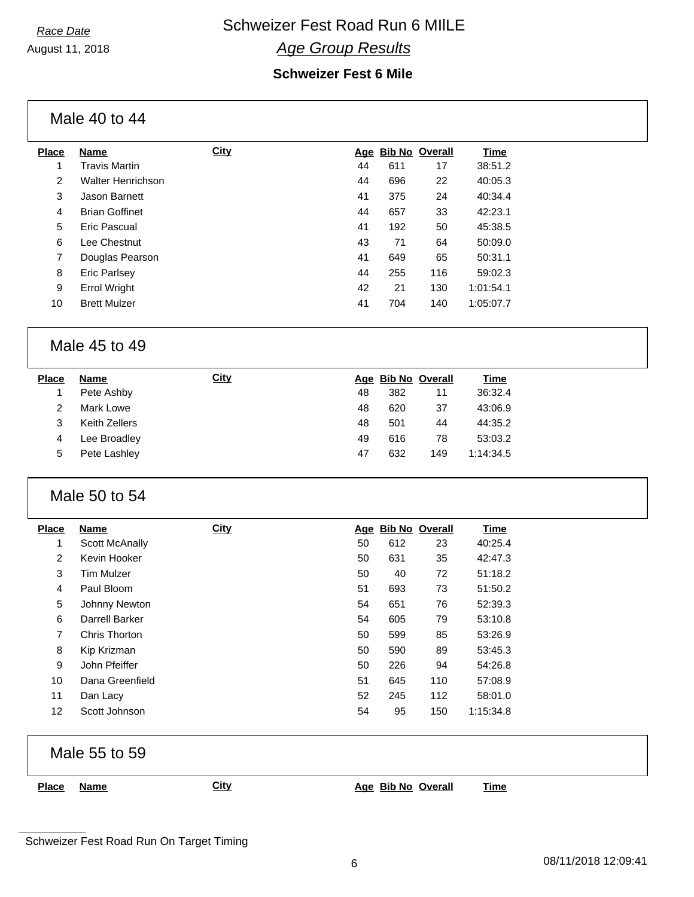*Race Date*
August 11, 2018

# Schweizer Fest Road Run 6 MIILE

## *Age Group Results*

### Schweizer Fest 6 Mile

#### Male 40 to 44

| Place | Name | City | Age | Bib No | Overall | Time |
|---|---|---|---|---|---|---|
| 1 | Travis Martin | | 44 | 611 | 17 | 38:51.2 |
| 2 | Walter Henrichson | | 44 | 696 | 22 | 40:05.3 |
| 3 | Jason Barnett | | 41 | 375 | 24 | 40:34.4 |
| 4 | Brian Goffinet | | 44 | 657 | 33 | 42:23.1 |
| 5 | Eric Pascual | | 41 | 192 | 50 | 45:38.5 |
| 6 | Lee Chestnut | | 43 | 71 | 64 | 50:09.0 |
| 7 | Douglas Pearson | | 41 | 649 | 65 | 50:31.1 |
| 8 | Eric Parlsey | | 44 | 255 | 116 | 59:02.3 |
| 9 | Errol Wright | | 42 | 21 | 130 | 1:01:54.1 |
| 10 | Brett Mulzer | | 41 | 704 | 140 | 1:05:07.7 |

#### Male 45 to 49

| Place | Name | City | Age | Bib No | Overall | Time |
|---|---|---|---|---|---|---|
| 1 | Pete Ashby | | 48 | 382 | 11 | 36:32.4 |
| 2 | Mark Lowe | | 48 | 620 | 37 | 43:06.9 |
| 3 | Keith Zellers | | 48 | 501 | 44 | 44:35.2 |
| 4 | Lee Broadley | | 49 | 616 | 78 | 53:03.2 |
| 5 | Pete Lashley | | 47 | 632 | 149 | 1:14:34.5 |

#### Male 50 to 54

| Place | Name | City | Age | Bib No | Overall | Time |
|---|---|---|---|---|---|---|
| 1 | Scott McAnally | | 50 | 612 | 23 | 40:25.4 |
| 2 | Kevin Hooker | | 50 | 631 | 35 | 42:47.3 |
| 3 | Tim Mulzer | | 50 | 40 | 72 | 51:18.2 |
| 4 | Paul Bloom | | 51 | 693 | 73 | 51:50.2 |
| 5 | Johnny Newton | | 54 | 651 | 76 | 52:39.3 |
| 6 | Darrell Barker | | 54 | 605 | 79 | 53:10.8 |
| 7 | Chris Thorton | | 50 | 599 | 85 | 53:26.9 |
| 8 | Kip Krizman | | 50 | 590 | 89 | 53:45.3 |
| 9 | John Pfeiffer | | 50 | 226 | 94 | 54:26.8 |
| 10 | Dana Greenfield | | 51 | 645 | 110 | 57:08.9 |
| 11 | Dan Lacy | | 52 | 245 | 112 | 58:01.0 |
| 12 | Scott Johnson | | 54 | 95 | 150 | 1:15:34.8 |

#### Male 55 to 59

| Place | Name | City | Age | Bib No | Overall | Time |
|---|---|---|---|---|---|---|

Schweizer Fest Road Run On Target Timing

08/11/2018 12:09:41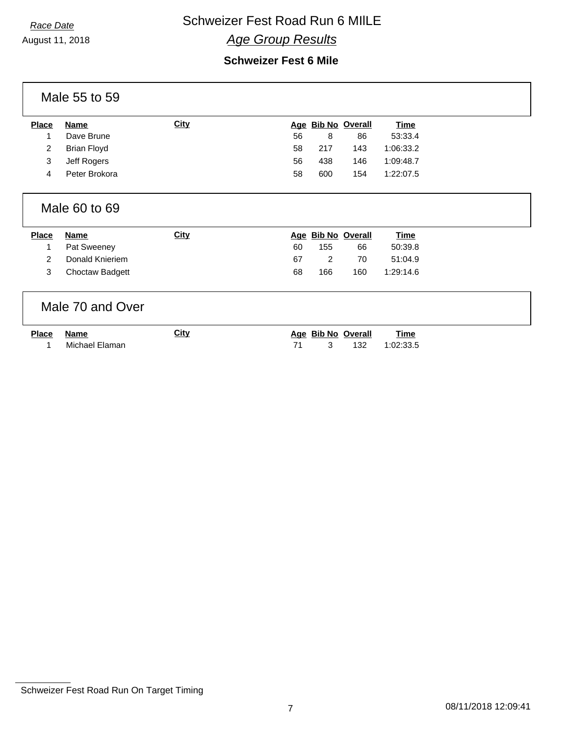Race Date

August 11, 2018

# Schweizer Fest Road Run 6 MIILE

## *Age Group Results*

### Schweizer Fest 6 Mile

## Male 55 to 59

| Place | Name | City | Age | Bib No | Overall | Time |
|---|---|---|---|---|---|---|
| 1 | Dave Brune | | 56 | 8 | 86 | 53:33.4 |
| 2 | Brian Floyd | | 58 | 217 | 143 | 1:06:33.2 |
| 3 | Jeff Rogers | | 56 | 438 | 146 | 1:09:48.7 |
| 4 | Peter Brokora | | 58 | 600 | 154 | 1:22:07.5 |

## Male 60 to 69

| Place | Name | City | Age | Bib No | Overall | Time |
|---|---|---|---|---|---|---|
| 1 | Pat Sweeney | | 60 | 155 | 66 | 50:39.8 |
| 2 | Donald Knieriem | | 67 | 2 | 70 | 51:04.9 |
| 3 | Choctaw Badgett | | 68 | 166 | 160 | 1:29:14.6 |

## Male 70 and Over

| Place | Name | City | Age | Bib No | Overall | Time |
|---|---|---|---|---|---|---|
| 1 | Michael Elaman | | 71 | 3 | 132 | 1:02:33.5 |

Schweizer Fest Road Run On Target Timing

08/11/2018 12:09:41